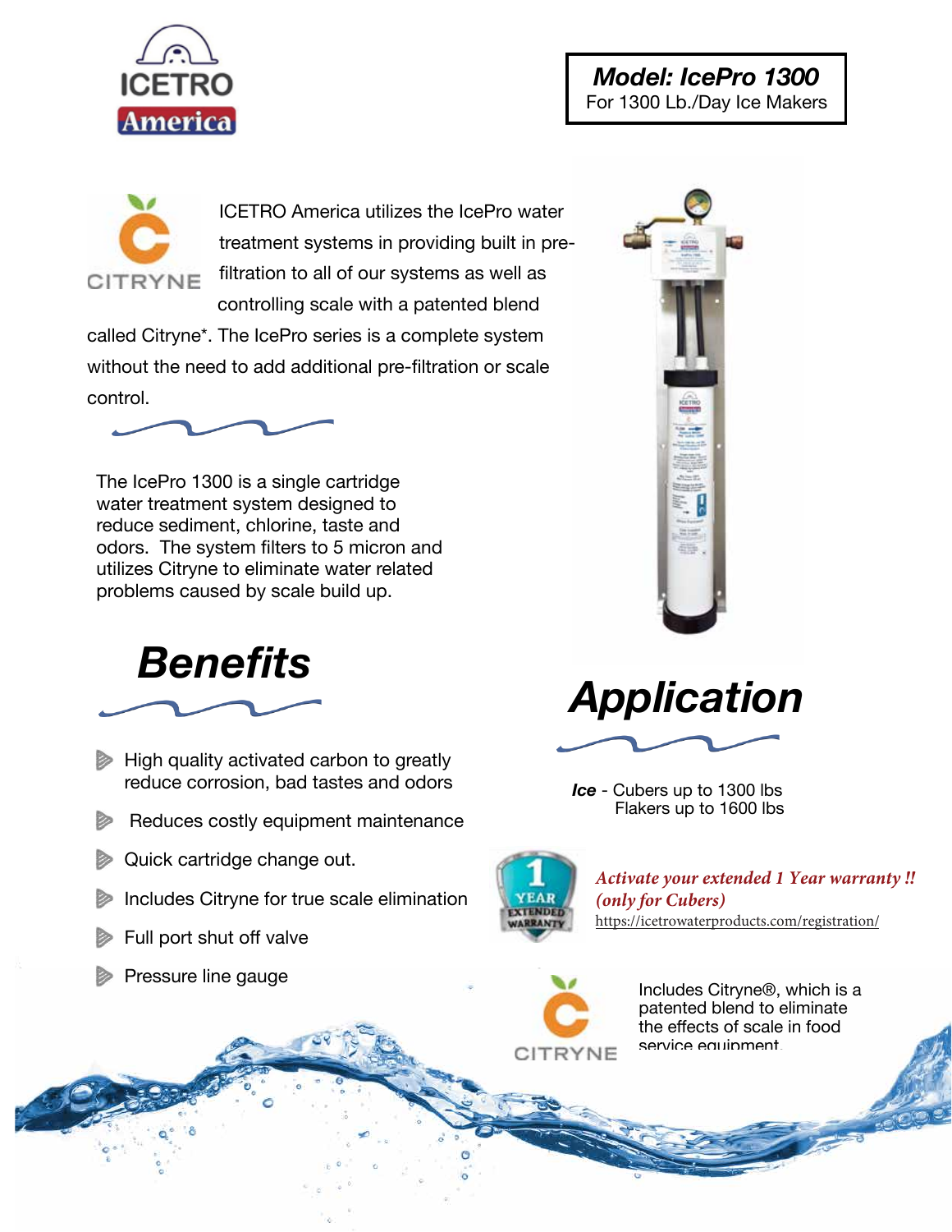ICETRO America

**Model: IcePro 1300**
For 1300 Lb./Day Ice Makers

CITRYNE

ICETRO America utilizes the IcePro water treatment systems in providing built in pre-filtration to all of our systems as well as controlling scale with a patented blend called Citryne*. The IcePro series is a complete system without the need to add additional pre-filtration or scale control.

The IcePro 1300 is a single cartridge water treatment system designed to reduce sediment, chlorine, taste and odors. The system filters to 5 micron and utilizes Citryne to eliminate water related problems caused by scale build up.

# Benefits

- High quality activated carbon to greatly reduce corrosion, bad tastes and odors
- Reduces costly equipment maintenance
- Quick cartridge change out.
- Includes Citryne for true scale elimination
- Full port shut off valve
- Pressure line gauge

# Application

***Ice*** - Cubers up to 1300 lbs
Flakers up to 1600 lbs

1 YEAR EXTENDED WARRANTY

*Activate your extended 1 Year warranty !!*
*(only for Cubers)*
https://icetrowaterproducts.com/registration/

CITRYNE

Includes Citryne®, which is a patented blend to eliminate the effects of scale in food service equipment.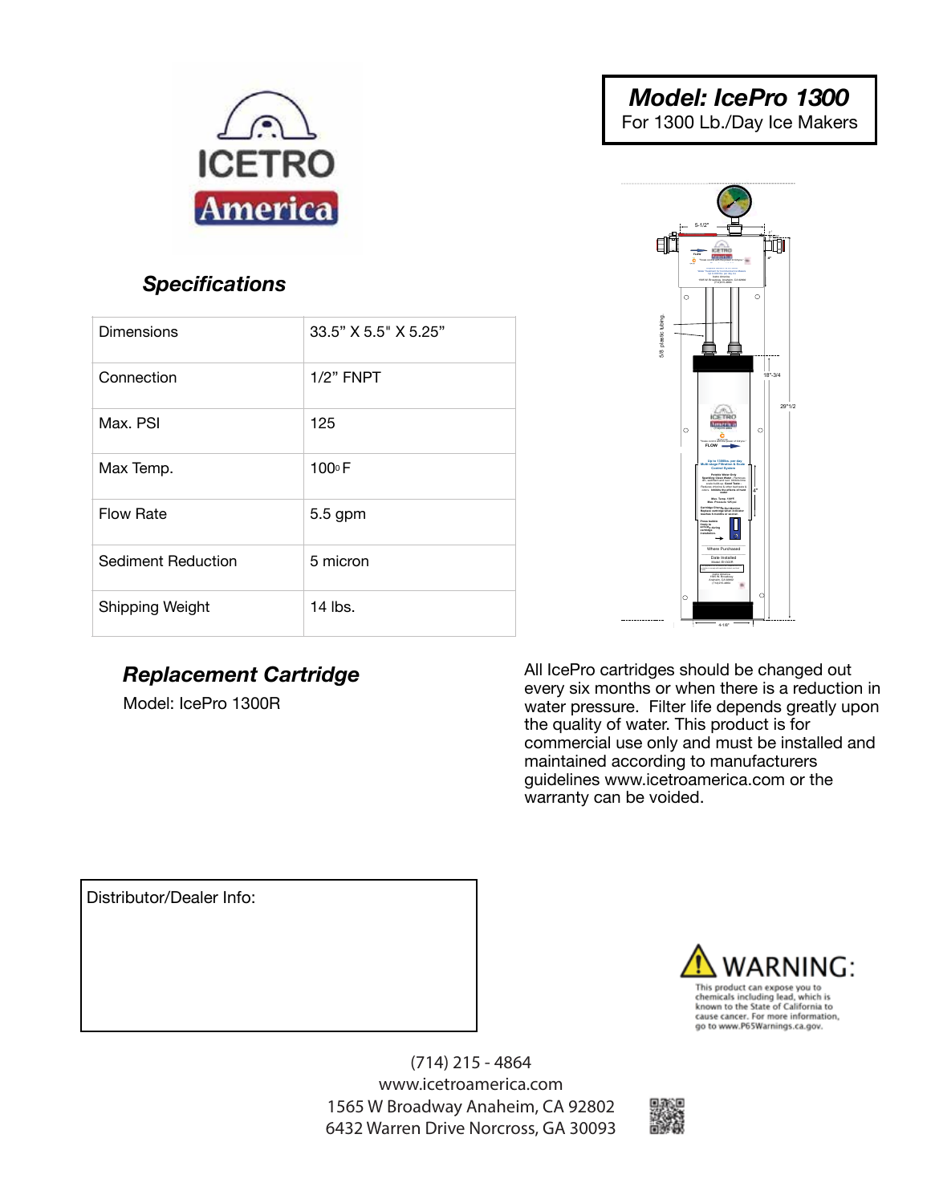ICETRO America

## Model: IcePro 1300

For 1300 Lb./Day Ice Makers

## *Specifications*

| | |
|---|---|
| Dimensions | 33.5" X 5.5" X 5.25" |
| Connection | 1/2" FNPT |
| Max. PSI | 125 |
| Max Temp. | 100° F |
| Flow Rate | 5.5 gpm |
| Sediment Reduction | 5 micron |
| Shipping Weight | 14 lbs. |

5-1/2"

5/8 plastic tubing

18"-3/4

29"1/2

4-1/8"

## *Replacement Cartridge*

Model: IcePro 1300R

All IcePro cartridges should be changed out every six months or when there is a reduction in water pressure. Filter life depends greatly upon the quality of water. This product is for commercial use only and must be installed and maintained according to manufacturers guidelines www.icetroamerica.com or the warranty can be voided.

Distributor/Dealer Info:

**WARNING:** This product can expose you to chemicals including lead, which is known to the State of California to cause cancer. For more information, go to www.P65Warnings.ca.gov.

(714) 215 - 4864
www.icetroamerica.com
1565 W Broadway Anaheim, CA 92802
6432 Warren Drive Norcross, GA 30093